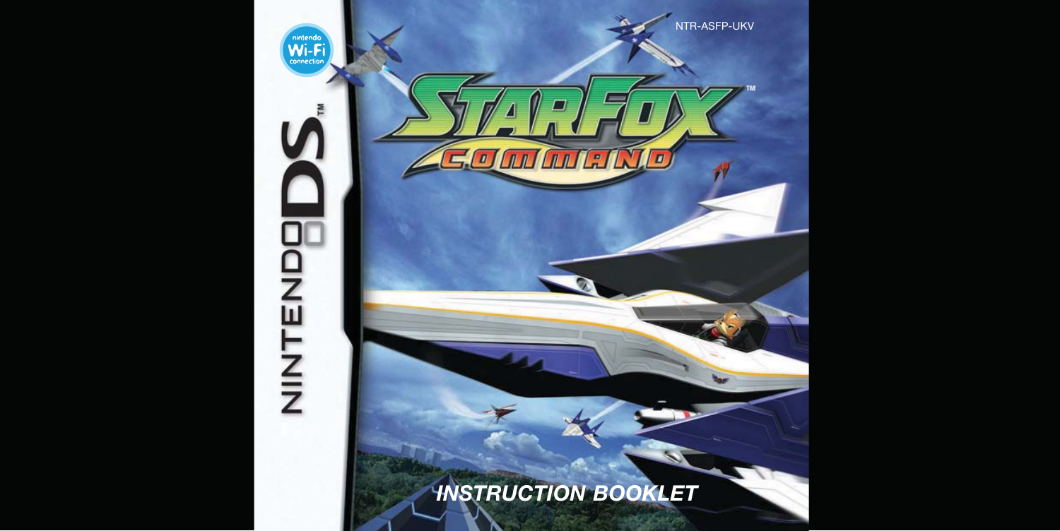NTR-ASFP-UKV

NINTENDO DS™

Nintendo Wi-Fi Connection

# STARFOX™ COMMAND

*INSTRUCTION BOOKLET*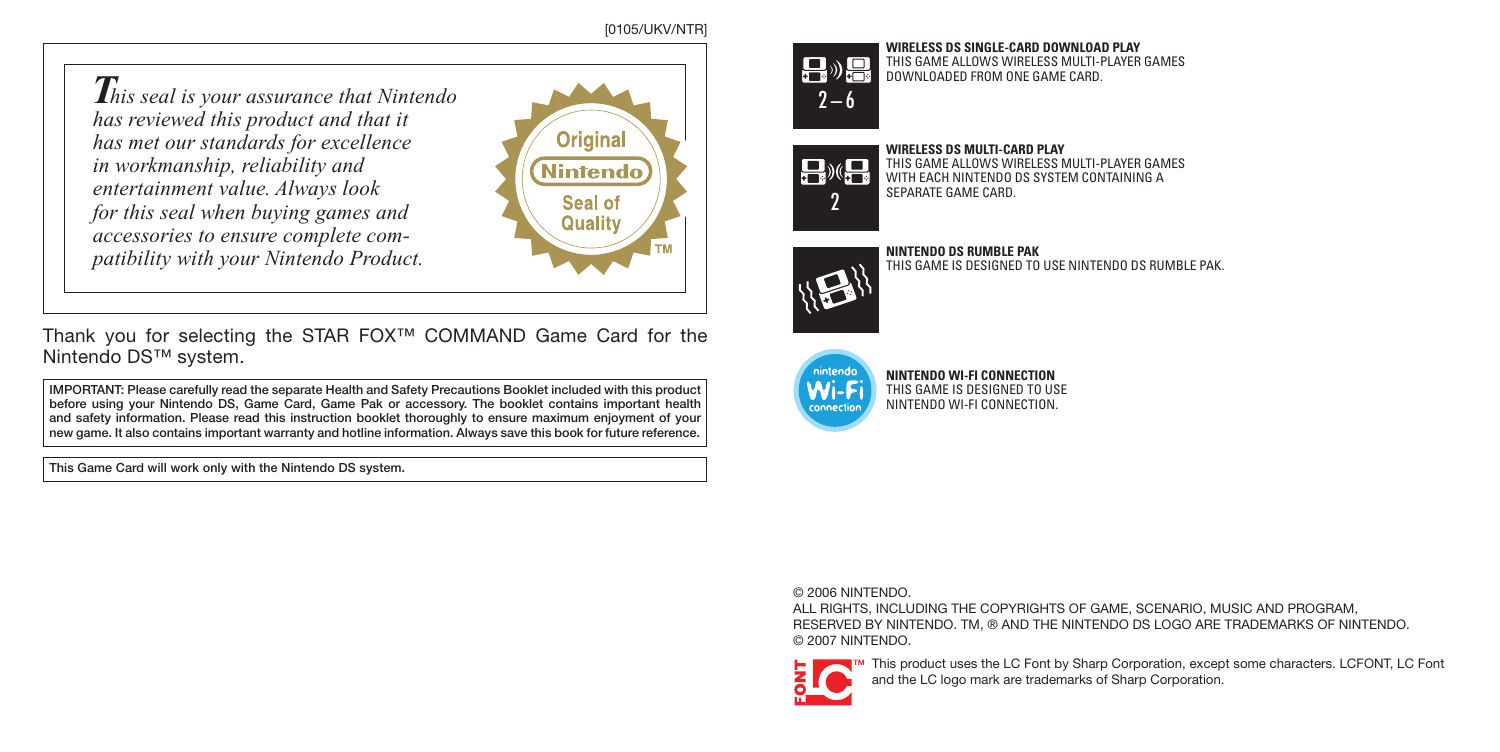[0105/UKV/NTR]

*This seal is your assurance that Nintendo has reviewed this product and that it has met our standards for excellence in workmanship, reliability and entertainment value. Always look for this seal when buying games and accessories to ensure complete compatibility with your Nintendo Product.*

Original Nintendo Seal of Quality ™

Thank you for selecting the STAR FOX™ COMMAND Game Card for the Nintendo DS™ system.

**IMPORTANT: Please carefully read the separate Health and Safety Precautions Booklet included with this product before using your Nintendo DS, Game Card, Game Pak or accessory. The booklet contains important health and safety information. Please read this instruction booklet thoroughly to ensure maximum enjoyment of your new game. It also contains important warranty and hotline information. Always save this book for future reference.**

**This Game Card will work only with the Nintendo DS system.**

2–6

**WIRELESS DS SINGLE-CARD DOWNLOAD PLAY**
THIS GAME ALLOWS WIRELESS MULTI-PLAYER GAMES DOWNLOADED FROM ONE GAME CARD.

2

**WIRELESS DS MULTI-CARD PLAY**
THIS GAME ALLOWS WIRELESS MULTI-PLAYER GAMES WITH EACH NINTENDO DS SYSTEM CONTAINING A SEPARATE GAME CARD.

**NINTENDO DS RUMBLE PAK**
THIS GAME IS DESIGNED TO USE NINTENDO DS RUMBLE PAK.

nintendo Wi-Fi connection

**NINTENDO WI-FI CONNECTION**
THIS GAME IS DESIGNED TO USE NINTENDO WI-FI CONNECTION.

© 2006 NINTENDO.
ALL RIGHTS, INCLUDING THE COPYRIGHTS OF GAME, SCENARIO, MUSIC AND PROGRAM, RESERVED BY NINTENDO. TM, ® AND THE NINTENDO DS LOGO ARE TRADEMARKS OF NINTENDO.
© 2007 NINTENDO.

FONT LC ™ This product uses the LC Font by Sharp Corporation, except some characters. LCFONT, LC Font and the LC logo mark are trademarks of Sharp Corporation.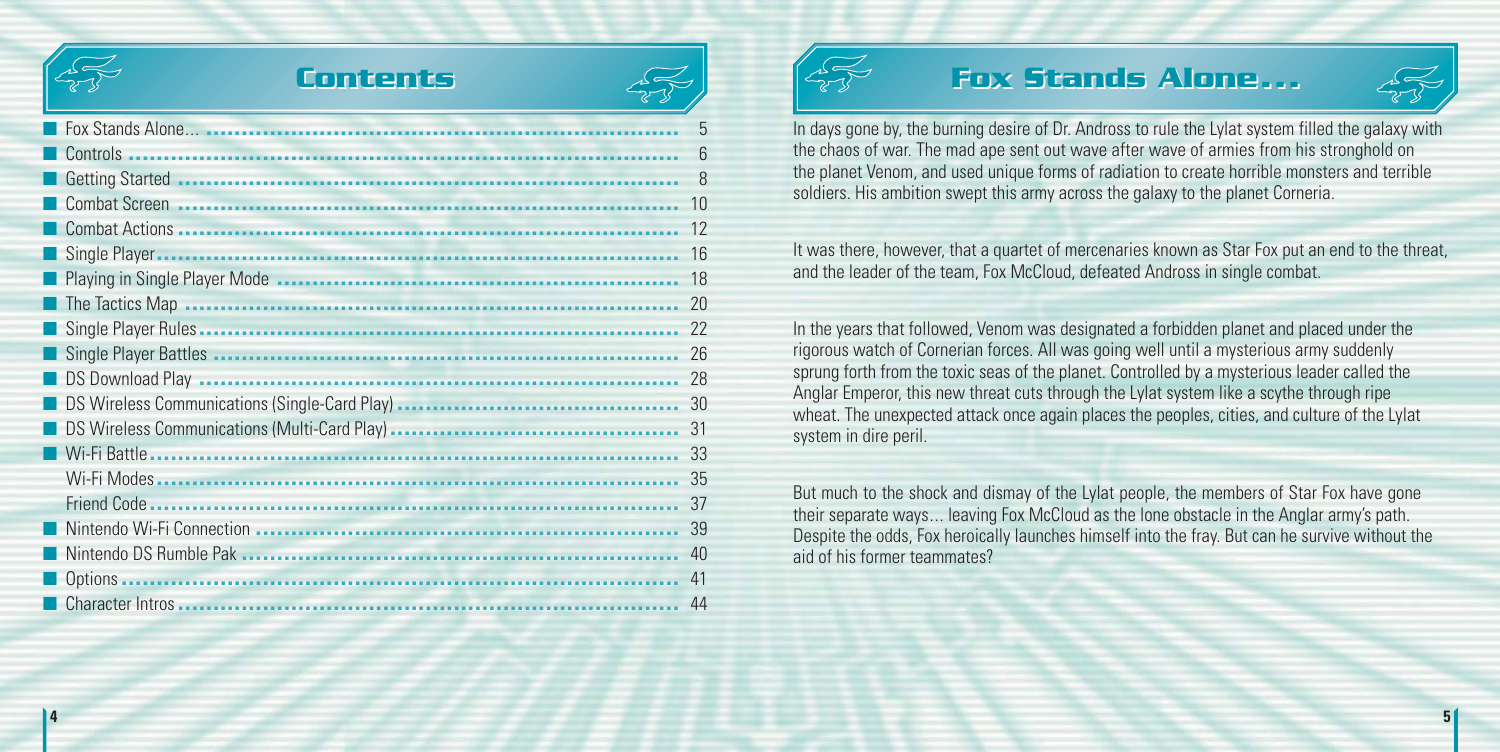## Contents

| Section | Page |
|---|---|
| Fox Stands Alone... | 5 |
| Controls | 6 |
| Getting Started | 8 |
| Combat Screen | 10 |
| Combat Actions | 12 |
| Single Player | 16 |
| Playing in Single Player Mode | 18 |
| The Tactics Map | 20 |
| Single Player Rules | 22 |
| Single Player Battles | 26 |
| DS Download Play | 28 |
| DS Wireless Communications (Single-Card Play) | 30 |
| DS Wireless Communications (Multi-Card Play) | 31 |
| Wi-Fi Battle | 33 |
| Wi-Fi Modes | 35 |
| Friend Code | 37 |
| Nintendo Wi-Fi Connection | 39 |
| Nintendo DS Rumble Pak | 40 |
| Options | 41 |
| Character Intros | 44 |

## Fox Stands Alone...

In days gone by, the burning desire of Dr. Andross to rule the Lylat system filled the galaxy with the chaos of war. The mad ape sent out wave after wave of armies from his stronghold on the planet Venom, and used unique forms of radiation to create horrible monsters and terrible soldiers. His ambition swept this army across the galaxy to the planet Corneria.

It was there, however, that a quartet of mercenaries known as Star Fox put an end to the threat, and the leader of the team, Fox McCloud, defeated Andross in single combat.

In the years that followed, Venom was designated a forbidden planet and placed under the rigorous watch of Cornerian forces. All was going well until a mysterious army suddenly sprung forth from the toxic seas of the planet. Controlled by a mysterious leader called the Anglar Emperor, this new threat cuts through the Lylat system like a scythe through ripe wheat. The unexpected attack once again places the peoples, cities, and culture of the Lylat system in dire peril.

But much to the shock and dismay of the Lylat people, the members of Star Fox have gone their separate ways... leaving Fox McCloud as the lone obstacle in the Anglar army's path. Despite the odds, Fox heroically launches himself into the fray. But can he survive without the aid of his former teammates?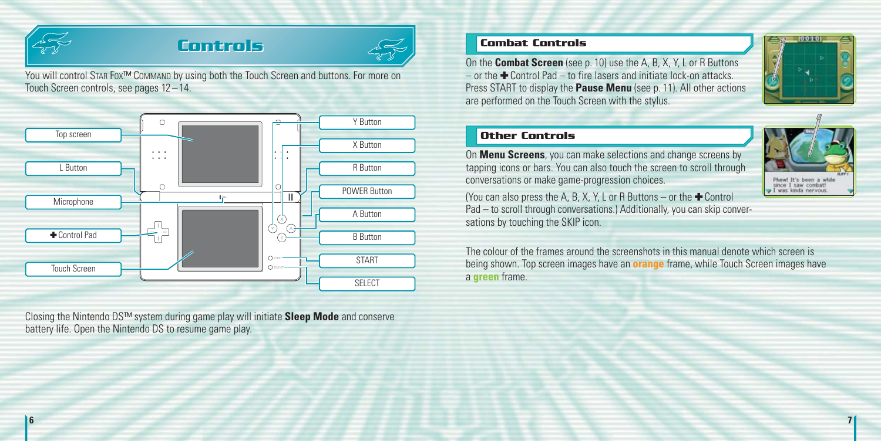# Controls

You will control STAR FOX™ COMMAND by using both the Touch Screen and buttons. For more on Touch Screen controls, see pages 12 – 14.

Top screen
L Button
Microphone
✚ Control Pad
Touch Screen
Y Button
X Button
R Button
POWER Button
A Button
B Button
START
SELECT

Closing the Nintendo DS™ system during game play will initiate **Sleep Mode** and conserve battery life. Open the Nintendo DS to resume game play.

## Combat Controls

On the **Combat Screen** (see p. 10) use the A, B, X, Y, L or R Buttons – or the ✚ Control Pad – to fire lasers and initiate lock-on attacks. Press START to display the **Pause Menu** (see p. 11). All other actions are performed on the Touch Screen with the stylus.

## Other Controls

On **Menu Screens**, you can make selections and change screens by tapping icons or bars. You can also touch the screen to scroll through conversations or make game-progression choices.

(You can also press the A, B, X, Y, L or R Buttons – or the ✚ Control Pad – to scroll through conversations.) Additionally, you can skip conversations by touching the SKIP icon.

The colour of the frames around the screenshots in this manual denote which screen is being shown. Top screen images have an **orange** frame, while Touch Screen images have a **green** frame.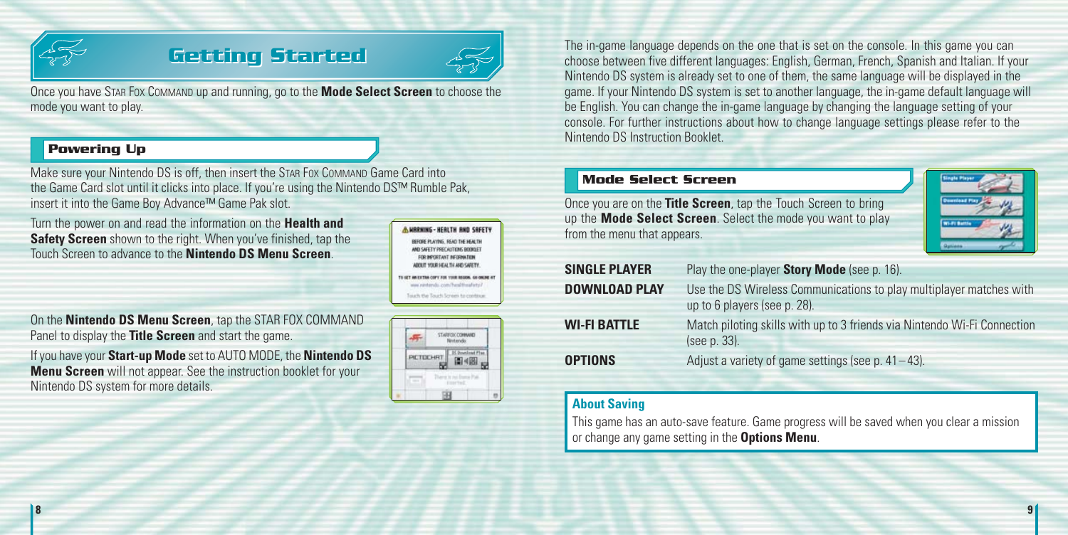# Getting Started

Once you have STAR FOX COMMAND up and running, go to the **Mode Select Screen** to choose the mode you want to play.

## Powering Up

Make sure your Nintendo DS is off, then insert the STAR FOX COMMAND Game Card into the Game Card slot until it clicks into place. If you're using the Nintendo DS™ Rumble Pak, insert it into the Game Boy Advance™ Game Pak slot.

Turn the power on and read the information on the **Health and Safety Screen** shown to the right. When you've finished, tap the Touch Screen to advance to the **Nintendo DS Menu Screen**.

On the **Nintendo DS Menu Screen**, tap the STAR FOX COMMAND Panel to display the **Title Screen** and start the game.

If you have your **Start-up Mode** set to AUTO MODE, the **Nintendo DS Menu Screen** will not appear. See the instruction booklet for your Nintendo DS system for more details.

The in-game language depends on the one that is set on the console. In this game you can choose between five different languages: English, German, French, Spanish and Italian. If your Nintendo DS system is already set to one of them, the same language will be displayed in the game. If your Nintendo DS system is set to another language, the in-game default language will be English. You can change the in-game language by changing the language setting of your console. For further instructions about how to change language settings please refer to the Nintendo DS Instruction Booklet.

## Mode Select Screen

Once you are on the **Title Screen**, tap the Touch Screen to bring up the **Mode Select Screen**. Select the mode you want to play from the menu that appears.

| | |
|---|---|
| **SINGLE PLAYER** | Play the one-player **Story Mode** (see p. 16). |
| **DOWNLOAD PLAY** | Use the DS Wireless Communications to play multiplayer matches with up to 6 players (see p. 28). |
| **WI-FI BATTLE** | Match piloting skills with up to 3 friends via Nintendo Wi-Fi Connection (see p. 33). |
| **OPTIONS** | Adjust a variety of game settings (see p. 41 – 43). |

### About Saving

This game has an auto-save feature. Game progress will be saved when you clear a mission or change any game setting in the **Options Menu**.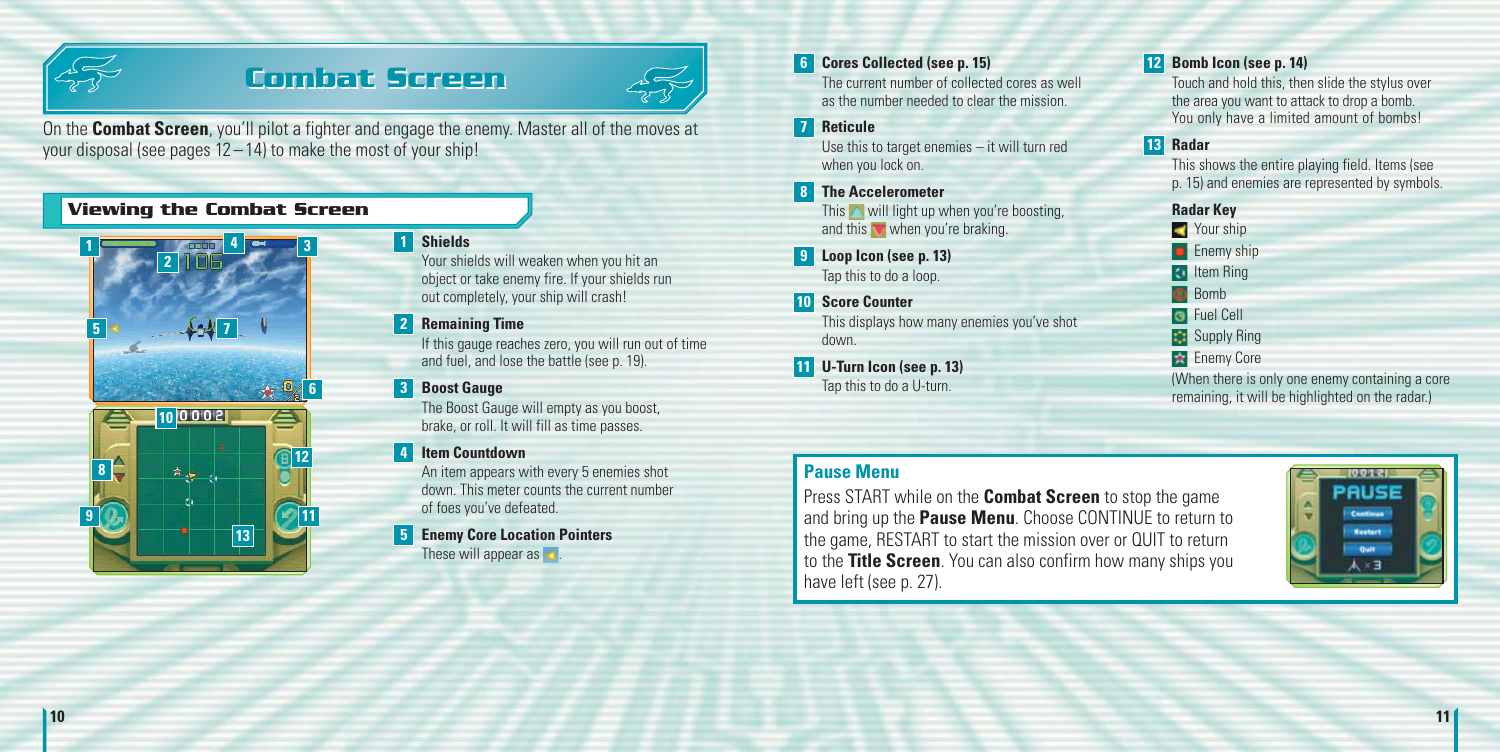# Combat Screen

On the **Combat Screen**, you'll pilot a fighter and engage the enemy. Master all of the moves at your disposal (see pages 12 – 14) to make the most of your ship!

## Viewing the Combat Screen

**1 Shields**
Your shields will weaken when you hit an object or take enemy fire. If your shields run out completely, your ship will crash!

**2 Remaining Time**
If this gauge reaches zero, you will run out of time and fuel, and lose the battle (see p. 19).

**3 Boost Gauge**
The Boost Gauge will empty as you boost, brake, or roll. It will fill as time passes.

**4 Item Countdown**
An item appears with every 5 enemies shot down. This meter counts the current number of foes you've defeated.

**5 Enemy Core Location Pointers**
These will appear as .

**6 Cores Collected (see p. 15)**
The current number of collected cores as well as the number needed to clear the mission.

**7 Reticule**
Use this to target enemies – it will turn red when you lock on.

**8 The Accelerometer**
This will light up when you're boosting, and this when you're braking.

**9 Loop Icon (see p. 13)**
Tap this to do a loop.

**10 Score Counter**
This displays how many enemies you've shot down.

**11 U-Turn Icon (see p. 13)**
Tap this to do a U-turn.

**12 Bomb Icon (see p. 14)**
Touch and hold this, then slide the stylus over the area you want to attack to drop a bomb. You only have a limited amount of bombs!

**13 Radar**
This shows the entire playing field. Items (see p. 15) and enemies are represented by symbols.

**Radar Key**

- Your ship
- Enemy ship
- Item Ring
- Bomb
- Fuel Cell
- Supply Ring
- Enemy Core

(When there is only one enemy containing a core remaining, it will be highlighted on the radar.)

## Pause Menu

Press START while on the **Combat Screen** to stop the game and bring up the **Pause Menu**. Choose CONTINUE to return to the game, RESTART to start the mission over or QUIT to return to the **Title Screen**. You can also confirm how many ships you have left (see p. 27).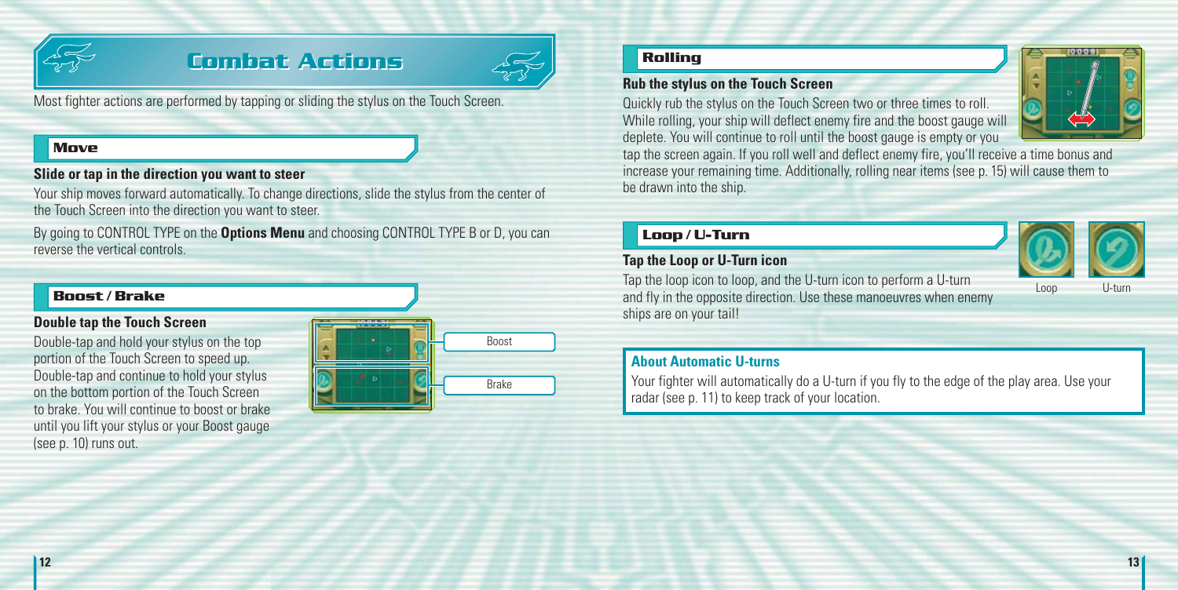# Combat Actions

Most fighter actions are performed by tapping or sliding the stylus on the Touch Screen.

## Move

**Slide or tap in the direction you want to steer**

Your ship moves forward automatically. To change directions, slide the stylus from the center of the Touch Screen into the direction you want to steer.

By going to CONTROL TYPE on the **Options Menu** and choosing CONTROL TYPE B or D, you can reverse the vertical controls.

## Boost / Brake

**Double tap the Touch Screen**

Double-tap and hold your stylus on the top portion of the Touch Screen to speed up. Double-tap and continue to hold your stylus on the bottom portion of the Touch Screen to brake. You will continue to boost or brake until you lift your stylus or your Boost gauge (see p. 10) runs out.

Boost

Brake

## Rolling

**Rub the stylus on the Touch Screen**

Quickly rub the stylus on the Touch Screen two or three times to roll. While rolling, your ship will deflect enemy fire and the boost gauge will deplete. You will continue to roll until the boost gauge is empty or you tap the screen again. If you roll well and deflect enemy fire, you'll receive a time bonus and increase your remaining time. Additionally, rolling near items (see p. 15) will cause them to be drawn into the ship.

## Loop / U-Turn

**Tap the Loop or U-Turn icon**

Tap the loop icon to loop, and the U-turn icon to perform a U-turn and fly in the opposite direction. Use these manoeuvres when enemy ships are on your tail!

Loop U-turn

### About Automatic U-turns

Your fighter will automatically do a U-turn if you fly to the edge of the play area. Use your radar (see p. 11) to keep track of your location.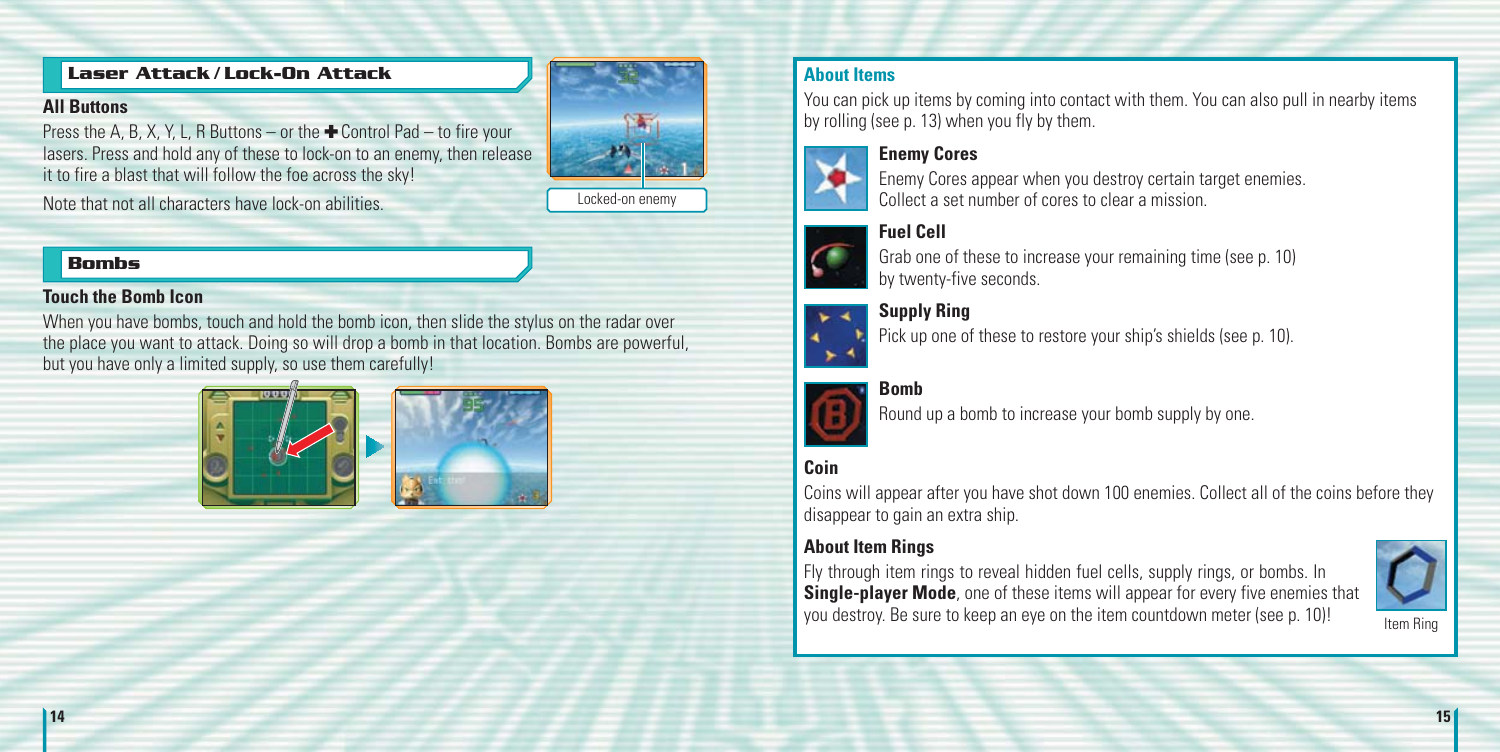## Laser Attack / Lock-On Attack

**All Buttons**

Press the A, B, X, Y, L, R Buttons – or the ✚ Control Pad – to fire your lasers. Press and hold any of these to lock-on to an enemy, then release it to fire a blast that will follow the foe across the sky!

Note that not all characters have lock-on abilities.

Locked-on enemy

## Bombs

**Touch the Bomb Icon**

When you have bombs, touch and hold the bomb icon, then slide the stylus on the radar over the place you want to attack. Doing so will drop a bomb in that location. Bombs are powerful, but you have only a limited supply, so use them carefully!

## About Items

You can pick up items by coming into contact with them. You can also pull in nearby items by rolling (see p. 13) when you fly by them.

**Enemy Cores**

Enemy Cores appear when you destroy certain target enemies. Collect a set number of cores to clear a mission.

**Fuel Cell**

Grab one of these to increase your remaining time (see p. 10) by twenty-five seconds.

**Supply Ring**

Pick up one of these to restore your ship's shields (see p. 10).

**Bomb**

Round up a bomb to increase your bomb supply by one.

**Coin**

Coins will appear after you have shot down 100 enemies. Collect all of the coins before they disappear to gain an extra ship.

**About Item Rings**

Fly through item rings to reveal hidden fuel cells, supply rings, or bombs. In **Single-player Mode**, one of these items will appear for every five enemies that you destroy. Be sure to keep an eye on the item countdown meter (see p. 10)!

Item Ring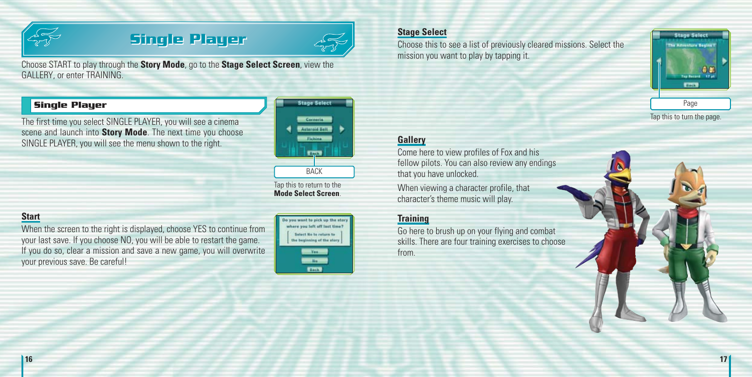# Single Player

Choose START to play through the **Story Mode**, go to the **Stage Select Screen**, view the GALLERY, or enter TRAINING.

## Single Player

The first time you select SINGLE PLAYER, you will see a cinema scene and launch into **Story Mode**. The next time you choose SINGLE PLAYER, you will see the menu shown to the right.

BACK

Tap this to return to the **Mode Select Screen**.

### Start

When the screen to the right is displayed, choose YES to continue from your last save. If you choose NO, you will be able to restart the game. If you do so, clear a mission and save a new game, you will overwrite your previous save. Be careful!

### Stage Select

Choose this to see a list of previously cleared missions. Select the mission you want to play by tapping it.

Page

Tap this to turn the page.

### Gallery

Come here to view profiles of Fox and his fellow pilots. You can also review any endings that you have unlocked.

When viewing a character profile, that character's theme music will play.

### Training

Go here to brush up on your flying and combat skills. There are four training exercises to choose from.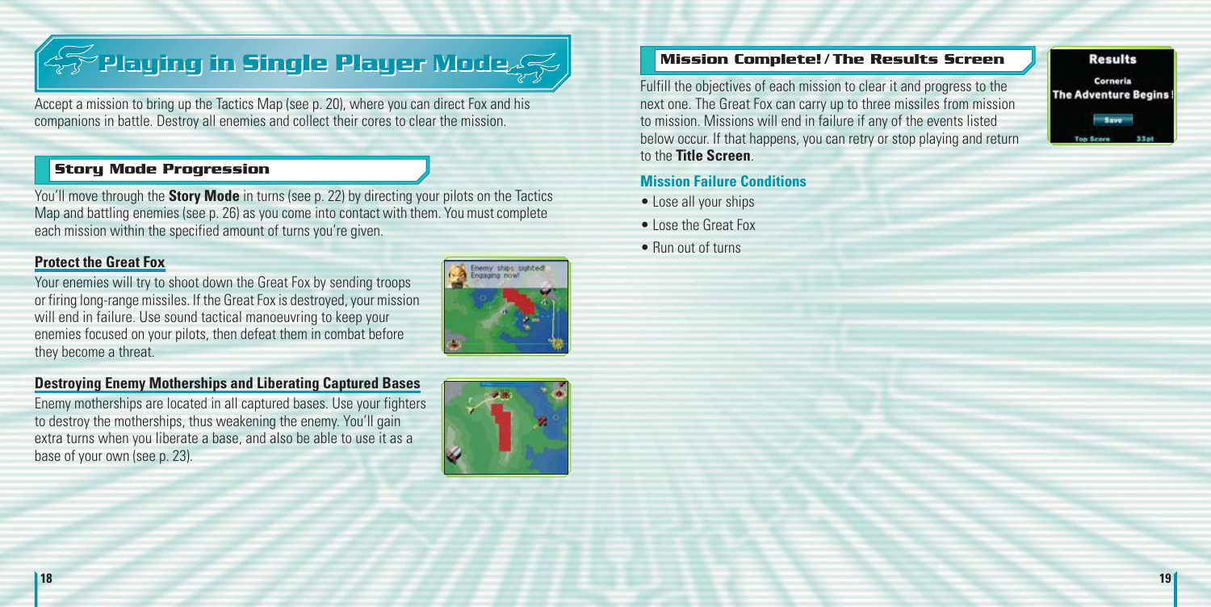# Playing in Single Player Mode

Accept a mission to bring up the Tactics Map (see p. 20), where you can direct Fox and his companions in battle. Destroy all enemies and collect their cores to clear the mission.

## Story Mode Progression

You'll move through the **Story Mode** in turns (see p. 22) by directing your pilots on the Tactics Map and battling enemies (see p. 26) as you come into contact with them. You must complete each mission within the specified amount of turns you're given.

### Protect the Great Fox

Your enemies will try to shoot down the Great Fox by sending troops or firing long-range missiles. If the Great Fox is destroyed, your mission will end in failure. Use sound tactical manoeuvring to keep your enemies focused on your pilots, then defeat them in combat before they become a threat.

### Destroying Enemy Motherships and Liberating Captured Bases

Enemy motherships are located in all captured bases. Use your fighters to destroy the motherships, thus weakening the enemy. You'll gain extra turns when you liberate a base, and also be able to use it as a base of your own (see p. 23).

## Mission Complete! / The Results Screen

Fulfill the objectives of each mission to clear it and progress to the next one. The Great Fox can carry up to three missiles from mission to mission. Missions will end in failure if any of the events listed below occur. If that happens, you can retry or stop playing and return to the **Title Screen**.

### Mission Failure Conditions

- Lose all your ships
- Lose the Great Fox
- Run out of turns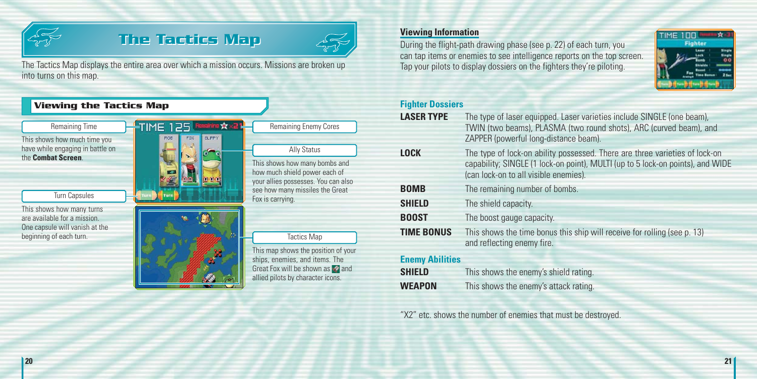# The Tactics Map

The Tactics Map displays the entire area over which a mission occurs. Missions are broken up into turns on this map.

## Viewing the Tactics Map

**Remaining Time**

This shows how much time you have while engaging in battle on the **Combat Screen**.

**Turn Capsules**

This shows how many turns are available for a mission. One capsule will vanish at the beginning of each turn.

**Remaining Enemy Cores**

**Ally Status**

This shows how many bombs and how much shield power each of your allies possesses. You can also see how many missiles the Great Fox is carrying.

**Tactics Map**

This map shows the position of your ships, enemies, and items. The Great Fox will be shown as [icon] and allied pilots by character icons.

## Viewing Information

During the flight-path drawing phase (see p. 22) of each turn, you can tap items or enemies to see intelligence reports on the top screen. Tap your pilots to display dossiers on the fighters they're piloting.

### Fighter Dossiers

| | |
|---|---|
| **LASER TYPE** | The type of laser equipped. Laser varieties include SINGLE (one beam), TWIN (two beams), PLASMA (two round shots), ARC (curved beam), and ZAPPER (powerful long-distance beam). |
| **LOCK** | The type of lock-on ability possessed. There are three varieties of lock-on capability; SINGLE (1 lock-on point), MULTI (up to 5 lock-on points), and WIDE (can lock-on to all visible enemies). |
| **BOMB** | The remaining number of bombs. |
| **SHIELD** | The shield capacity. |
| **BOOST** | The boost gauge capacity. |
| **TIME BONUS** | This shows the time bonus this ship will receive for rolling (see p. 13) and reflecting enemy fire. |

### Enemy Abilities

| | |
|---|---|
| **SHIELD** | This shows the enemy's shield rating. |
| **WEAPON** | This shows the enemy's attack rating. |

"X2" etc. shows the number of enemies that must be destroyed.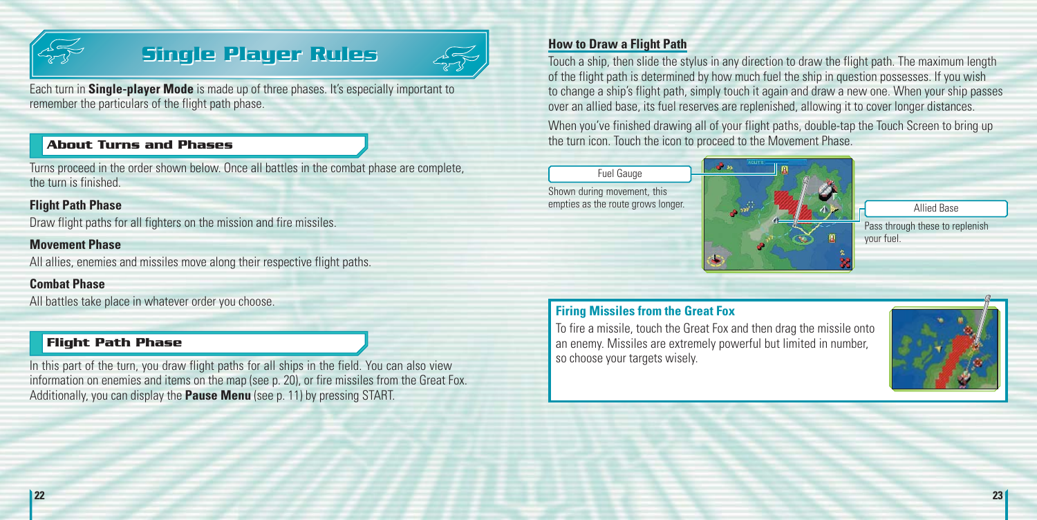# Single Player Rules

Each turn in **Single-player Mode** is made up of three phases. It's especially important to remember the particulars of the flight path phase.

## About Turns and Phases

Turns proceed in the order shown below. Once all battles in the combat phase are complete, the turn is finished.

**Flight Path Phase**

Draw flight paths for all fighters on the mission and fire missiles.

**Movement Phase**

All allies, enemies and missiles move along their respective flight paths.

**Combat Phase**

All battles take place in whatever order you choose.

## Flight Path Phase

In this part of the turn, you draw flight paths for all ships in the field. You can also view information on enemies and items on the map (see p. 20), or fire missiles from the Great Fox. Additionally, you can display the **Pause Menu** (see p. 11) by pressing START.

### How to Draw a Flight Path

Touch a ship, then slide the stylus in any direction to draw the flight path. The maximum length of the flight path is determined by how much fuel the ship in question possesses. If you wish to change a ship's flight path, simply touch it again and draw a new one. When your ship passes over an allied base, its fuel reserves are replenished, allowing it to cover longer distances.

When you've finished drawing all of your flight paths, double-tap the Touch Screen to bring up the turn icon. Touch the icon to proceed to the Movement Phase.

**Fuel Gauge**

Shown during movement, this empties as the route grows longer.

**Allied Base**

Pass through these to replenish your fuel.

### Firing Missiles from the Great Fox

To fire a missile, touch the Great Fox and then drag the missile onto an enemy. Missiles are extremely powerful but limited in number, so choose your targets wisely.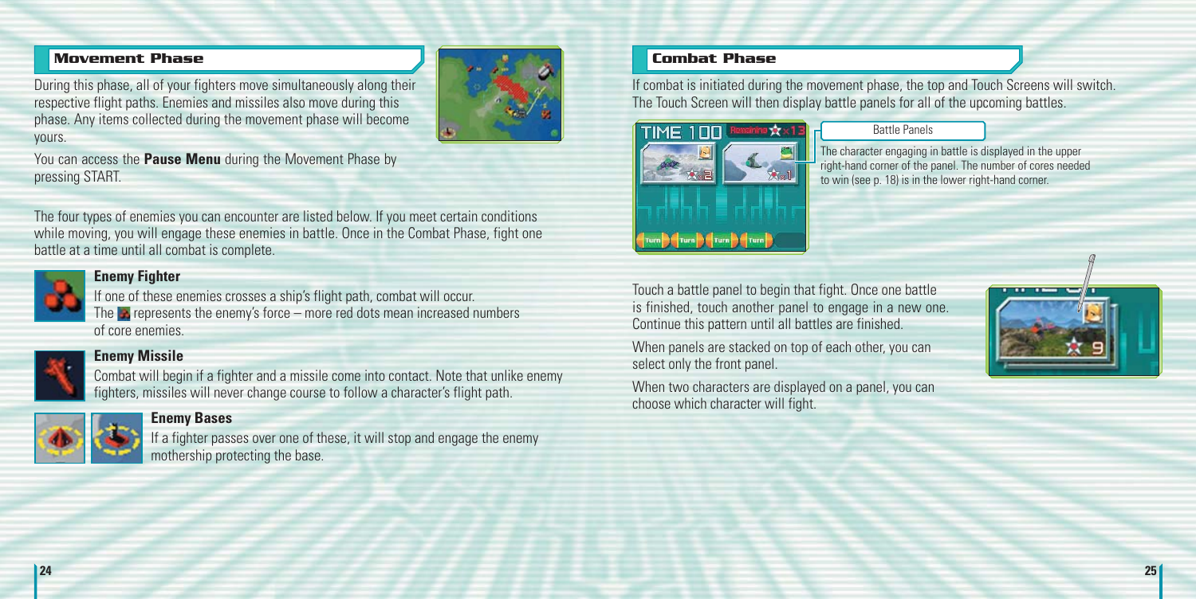## Movement Phase

During this phase, all of your fighters move simultaneously along their respective flight paths. Enemies and missiles also move during this phase. Any items collected during the movement phase will become yours.

You can access the **Pause Menu** during the Movement Phase by pressing START.

The four types of enemies you can encounter are listed below. If you meet certain conditions while moving, you will engage these enemies in battle. Once in the Combat Phase, fight one battle at a time until all combat is complete.

### Enemy Fighter

If one of these enemies crosses a ship's flight path, combat will occur. The ■ represents the enemy's force – more red dots mean increased numbers of core enemies.

### Enemy Missile

Combat will begin if a fighter and a missile come into contact. Note that unlike enemy fighters, missiles will never change course to follow a character's flight path.

### Enemy Bases

If a fighter passes over one of these, it will stop and engage the enemy mothership protecting the base.

## Combat Phase

If combat is initiated during the movement phase, the top and Touch Screens will switch. The Touch Screen will then display battle panels for all of the upcoming battles.

**Battle Panels**

The character engaging in battle is displayed in the upper right-hand corner of the panel. The number of cores needed to win (see p. 18) is in the lower right-hand corner.

Touch a battle panel to begin that fight. Once one battle is finished, touch another panel to engage in a new one. Continue this pattern until all battles are finished.

When panels are stacked on top of each other, you can select only the front panel.

When two characters are displayed on a panel, you can choose which character will fight.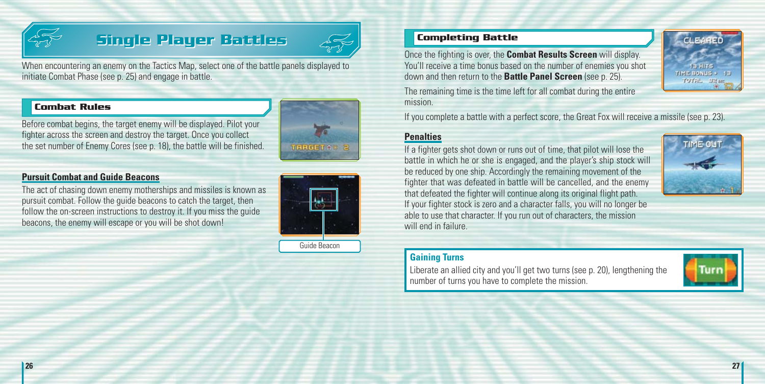# Single Player Battles

When encountering an enemy on the Tactics Map, select one of the battle panels displayed to initiate Combat Phase (see p. 25) and engage in battle.

## Combat Rules

Before combat begins, the target enemy will be displayed. Pilot your fighter across the screen and destroy the target. Once you collect the set number of Enemy Cores (see p. 18), the battle will be finished.

### Pursuit Combat and Guide Beacons

The act of chasing down enemy motherships and missiles is known as pursuit combat. Follow the guide beacons to catch the target, then follow the on-screen instructions to destroy it. If you miss the guide beacons, the enemy will escape or you will be shot down!

Guide Beacon

## Completing Battle

Once the fighting is over, the **Combat Results Screen** will display. You'll receive a time bonus based on the number of enemies you shot down and then return to the **Battle Panel Screen** (see p. 25).

The remaining time is the time left for all combat during the entire mission.

If you complete a battle with a perfect score, the Great Fox will receive a missile (see p. 23).

### Penalties

If a fighter gets shot down or runs out of time, that pilot will lose the battle in which he or she is engaged, and the player's ship stock will be reduced by one ship. Accordingly the remaining movement of the fighter that was defeated in battle will be cancelled, and the enemy that defeated the fighter will continue along its original flight path. If your fighter stock is zero and a character falls, you will no longer be able to use that character. If you run out of characters, the mission will end in failure.

### Gaining Turns

Liberate an allied city and you'll get two turns (see p. 20), lengthening the number of turns you have to complete the mission.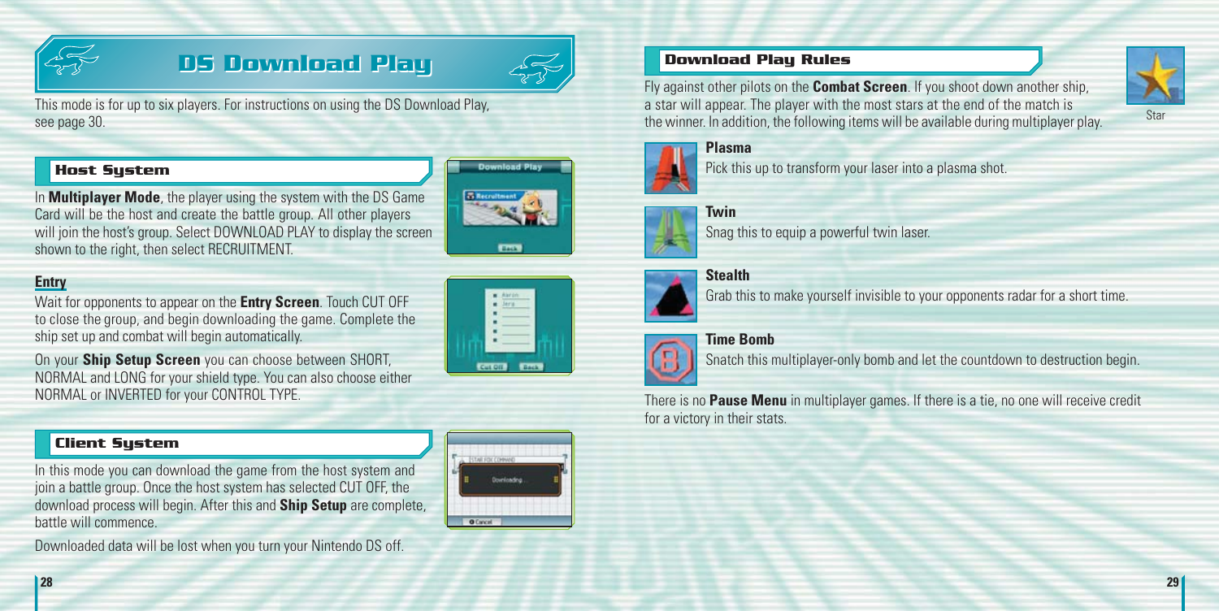# DS Download Play

This mode is for up to six players. For instructions on using the DS Download Play, see page 30.

## Host System

In **Multiplayer Mode**, the player using the system with the DS Game Card will be the host and create the battle group. All other players will join the host's group. Select DOWNLOAD PLAY to display the screen shown to the right, then select RECRUITMENT.

### Entry

Wait for opponents to appear on the **Entry Screen**. Touch CUT OFF to close the group, and begin downloading the game. Complete the ship set up and combat will begin automatically.

On your **Ship Setup Screen** you can choose between SHORT, NORMAL and LONG for your shield type. You can also choose either NORMAL or INVERTED for your CONTROL TYPE.

## Client System

In this mode you can download the game from the host system and join a battle group. Once the host system has selected CUT OFF, the download process will begin. After this and **Ship Setup** are complete, battle will commence.

Downloaded data will be lost when you turn your Nintendo DS off.

## Download Play Rules

Fly against other pilots on the **Combat Screen**. If you shoot down another ship, a star will appear. The player with the most stars at the end of the match is the winner. In addition, the following items will be available during multiplayer play.

Star

**Plasma**

Pick this up to transform your laser into a plasma shot.

**Twin**

Snag this to equip a powerful twin laser.

**Stealth**

Grab this to make yourself invisible to your opponents radar for a short time.

**Time Bomb**

Snatch this multiplayer-only bomb and let the countdown to destruction begin.

There is no **Pause Menu** in multiplayer games. If there is a tie, no one will receive credit for a victory in their stats.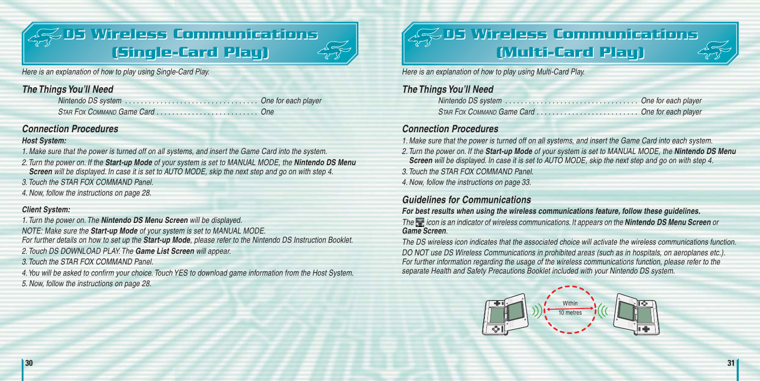# DS Wireless Communications (Single-Card Play)

*Here is an explanation of how to play using Single-Card Play.*

### The Things You'll Need

| | |
|---|---|
| Nintendo DS system | One for each player |
| STAR FOX COMMAND Game Card | One |

### Connection Procedures

**Host System:**

1. Make sure that the power is turned off on all systems, and insert the Game Card into the system.
2. Turn the power on. If the **Start-up Mode** of your system is set to MANUAL MODE, the **Nintendo DS Menu Screen** will be displayed. In case it is set to AUTO MODE, skip the next step and go on with step 4.
3. Touch the STAR FOX COMMAND Panel.
4. Now, follow the instructions on page 28.

**Client System:**

1. Turn the power on. The **Nintendo DS Menu Screen** will be displayed.
   NOTE: Make sure the **Start-up Mode** of your system is set to MANUAL MODE.
   For further details on how to set up the **Start-up Mode**, please refer to the Nintendo DS Instruction Booklet.
2. Touch DS DOWNLOAD PLAY. The **Game List Screen** will appear.
3. Touch the STAR FOX COMMAND Panel.
4. You will be asked to confirm your choice. Touch YES to download game information from the Host System.
5. Now, follow the instructions on page 28.

# DS Wireless Communications (Multi-Card Play)

*Here is an explanation of how to play using Multi-Card Play.*

### The Things You'll Need

| | |
|---|---|
| Nintendo DS system | One for each player |
| STAR FOX COMMAND Game Card | One for each player |

### Connection Procedures

1. Make sure that the power is turned off on all systems, and insert the Game Card into each system.
2. Turn the power on. If the **Start-up Mode** of your system is set to MANUAL MODE, the **Nintendo DS Menu Screen** will be displayed. In case it is set to AUTO MODE, skip the next step and go on with step 4.
3. Touch the STAR FOX COMMAND Panel.
4. Now, follow the instructions on page 33.

### Guidelines for Communications

**For best results when using the wireless communications feature, follow these guidelines.**

The icon is an indicator of wireless communications. It appears on the **Nintendo DS Menu Screen** or **Game Screen**.

The DS wireless icon indicates that the associated choice will activate the wireless communications function.

DO NOT use DS Wireless Communications in prohibited areas (such as in hospitals, on aeroplanes etc.). For further information regarding the usage of the wireless communications function, please refer to the separate Health and Safety Precautions Booklet included with your Nintendo DS system.

Within 10 metres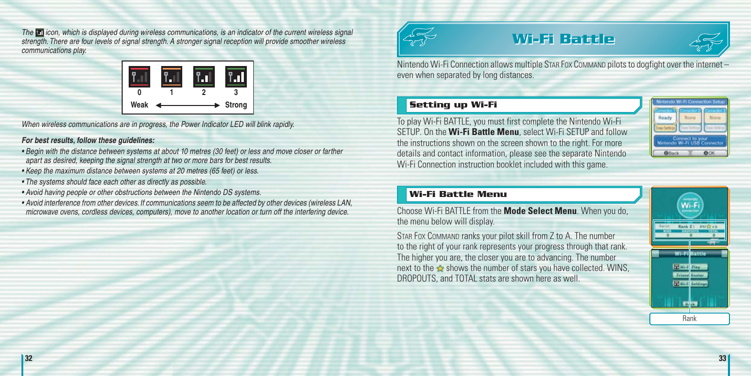*The icon, which is displayed during wireless communications, is an indicator of the current wireless signal strength. There are four levels of signal strength. A stronger signal reception will provide smoother wireless communications play.*

| 0 | 1 | 2 | 3 |
|---|---|---|---|
| Weak | | | Strong |

*When wireless communications are in progress, the Power Indicator LED will blink rapidly.*

***For best results, follow these guidelines:***

- *Begin with the distance between systems at about 10 metres (30 feet) or less and move closer or farther apart as desired, keeping the signal strength at two or more bars for best results.*
- *Keep the maximum distance between systems at 20 metres (65 feet) or less.*
- *The systems should face each other as directly as possible.*
- *Avoid having people or other obstructions between the Nintendo DS systems.*
- *Avoid interference from other devices. If communications seem to be affected by other devices (wireless LAN, microwave ovens, cordless devices, computers), move to another location or turn off the interfering device.*

# Wi-Fi Battle

Nintendo Wi-Fi Connection allows multiple STAR FOX COMMAND pilots to dogfight over the internet – even when separated by long distances.

## Setting up Wi-Fi

To play Wi-Fi BATTLE, you must first complete the Nintendo Wi-Fi SETUP. On the **Wi-Fi Battle Menu**, select Wi-Fi SETUP and follow the instructions shown on the screen shown to the right. For more details and contact information, please see the separate Nintendo Wi-Fi Connection instruction booklet included with this game.

## Wi-Fi Battle Menu

Choose Wi-Fi BATTLE from the **Mode Select Menu**. When you do, the menu below will display.

STAR FOX COMMAND ranks your pilot skill from Z to A. The number to the right of your rank represents your progress through that rank. The higher you are, the closer you are to advancing. The number next to the ★ shows the number of stars you have collected. WINS, DROPOUTS, and TOTAL stats are shown here as well.

Rank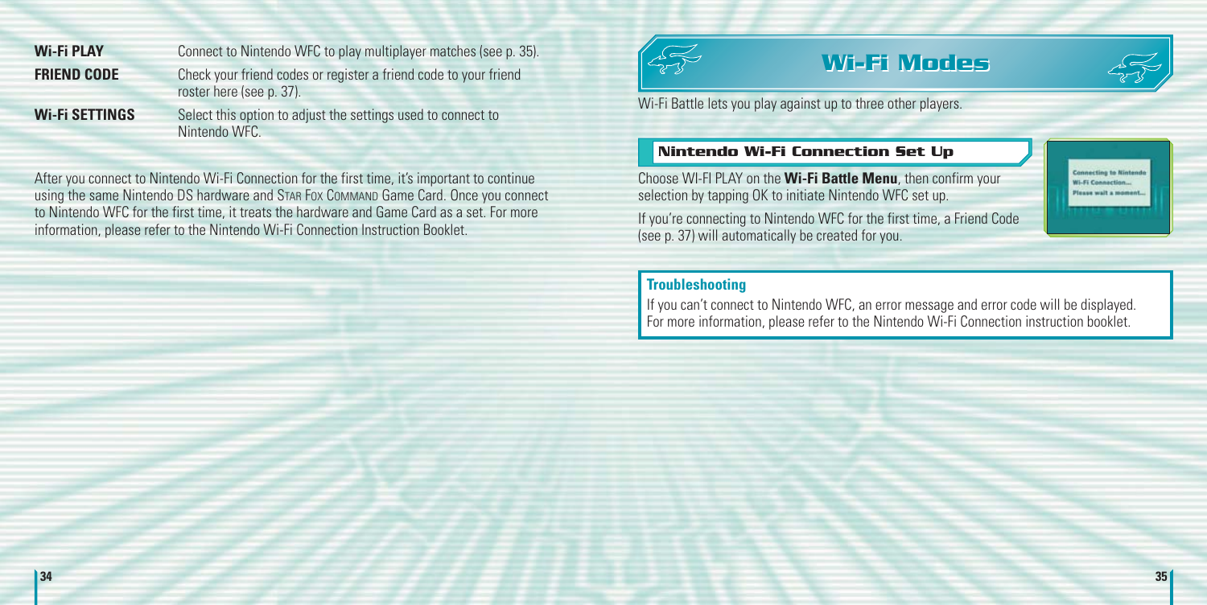| | |
|---|---|
| **Wi-Fi PLAY** | Connect to Nintendo WFC to play multiplayer matches (see p. 35). |
| **FRIEND CODE** | Check your friend codes or register a friend code to your friend roster here (see p. 37). |
| **Wi-Fi SETTINGS** | Select this option to adjust the settings used to connect to Nintendo WFC. |

After you connect to Nintendo Wi-Fi Connection for the first time, it's important to continue using the same Nintendo DS hardware and STAR FOX COMMAND Game Card. Once you connect to Nintendo WFC for the first time, it treats the hardware and Game Card as a set. For more information, please refer to the Nintendo Wi-Fi Connection Instruction Booklet.

# Wi-Fi Modes

Wi-Fi Battle lets you play against up to three other players.

## Nintendo Wi-Fi Connection Set Up

Choose WI-FI PLAY on the **Wi-Fi Battle Menu**, then confirm your selection by tapping OK to initiate Nintendo WFC set up.

If you're connecting to Nintendo WFC for the first time, a Friend Code (see p. 37) will automatically be created for you.

Connecting to Nintendo Wi-Fi Connection... Please wait a moment...

### Troubleshooting

If you can't connect to Nintendo WFC, an error message and error code will be displayed. For more information, please refer to the Nintendo Wi-Fi Connection instruction booklet.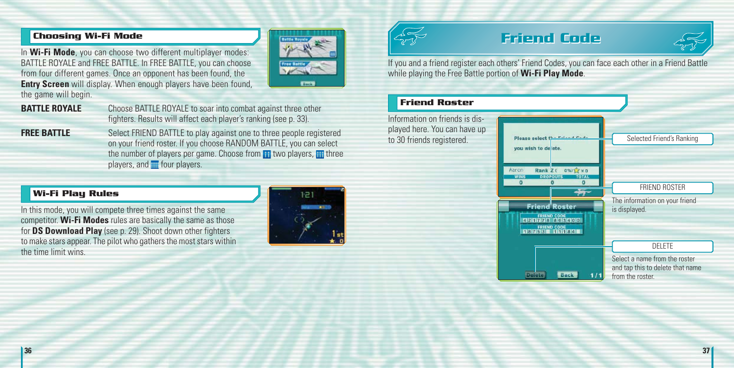## Choosing Wi-Fi Mode

In **Wi-Fi Mode**, you can choose two different multiplayer modes: BATTLE ROYALE and FREE BATTLE. In FREE BATTLE, you can choose from four different games. Once an opponent has been found, the **Entry Screen** will display. When enough players have been found, the game will begin.

**BATTLE ROYALE** Choose BATTLE ROYALE to soar into combat against three other fighters. Results will affect each player's ranking (see p. 33).

**FREE BATTLE** Select FRIEND BATTLE to play against one to three people registered on your friend roster. If you choose RANDOM BATTLE, you can select the number of players per game. Choose from two players, three players, and four players.

## Wi-Fi Play Rules

In this mode, you will compete three times against the same competitor. **Wi-Fi Modes** rules are basically the same as those for **DS Download Play** (see p. 29). Shoot down other fighters to make stars appear. The pilot who gathers the most stars within the time limit wins.

# Friend Code

If you and a friend register each others' Friend Codes, you can face each other in a Friend Battle while playing the Free Battle portion of **Wi-Fi Play Mode**.

## Friend Roster

Information on friends is displayed here. You can have up to 30 friends registered.

Selected Friend's Ranking

FRIEND ROSTER

The information on your friend is displayed.

DELETE

Select a name from the roster and tap this to delete that name from the roster.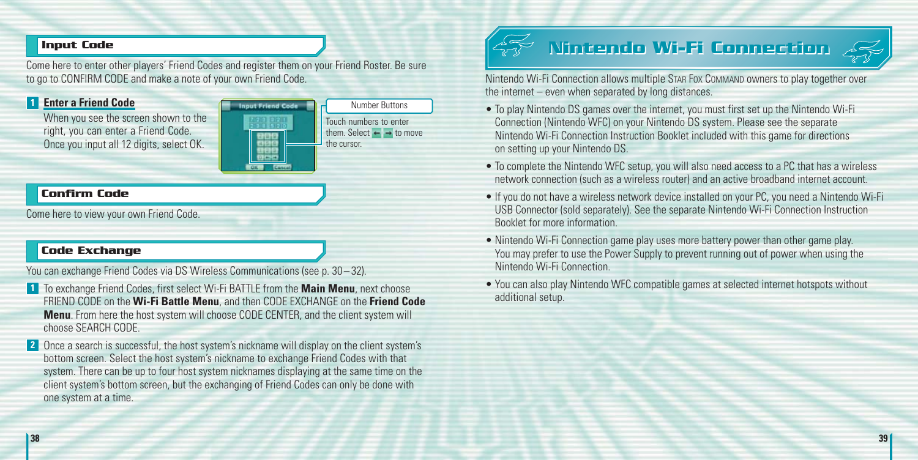## Input Code

Come here to enter other players' Friend Codes and register them on your Friend Roster. Be sure to go to CONFIRM CODE and make a note of your own Friend Code.

**1 Enter a Friend Code**

When you see the screen shown to the right, you can enter a Friend Code. Once you input all 12 digits, select OK.

Number Buttons

Touch numbers to enter them. Select ← → to move the cursor.

## Confirm Code

Come here to view your own Friend Code.

## Code Exchange

You can exchange Friend Codes via DS Wireless Communications (see p. 30 – 32).

1. To exchange Friend Codes, first select Wi-Fi BATTLE from the **Main Menu**, next choose FRIEND CODE on the **Wi-Fi Battle Menu**, and then CODE EXCHANGE on the **Friend Code Menu**. From here the host system will choose CODE CENTER, and the client system will choose SEARCH CODE.
2. Once a search is successful, the host system's nickname will display on the client system's bottom screen. Select the host system's nickname to exchange Friend Codes with that system. There can be up to four host system nicknames displaying at the same time on the client system's bottom screen, but the exchanging of Friend Codes can only be done with one system at a time.

# Nintendo Wi-Fi Connection

Nintendo Wi-Fi Connection allows multiple STAR FOX COMMAND owners to play together over the internet – even when separated by long distances.

- To play Nintendo DS games over the internet, you must first set up the Nintendo Wi-Fi Connection (Nintendo WFC) on your Nintendo DS system. Please see the separate Nintendo Wi-Fi Connection Instruction Booklet included with this game for directions on setting up your Nintendo DS.
- To complete the Nintendo WFC setup, you will also need access to a PC that has a wireless network connection (such as a wireless router) and an active broadband internet account.
- If you do not have a wireless network device installed on your PC, you need a Nintendo Wi-Fi USB Connector (sold separately). See the separate Nintendo Wi-Fi Connection Instruction Booklet for more information.
- Nintendo Wi-Fi Connection game play uses more battery power than other game play. You may prefer to use the Power Supply to prevent running out of power when using the Nintendo Wi-Fi Connection.
- You can also play Nintendo WFC compatible games at selected internet hotspots without additional setup.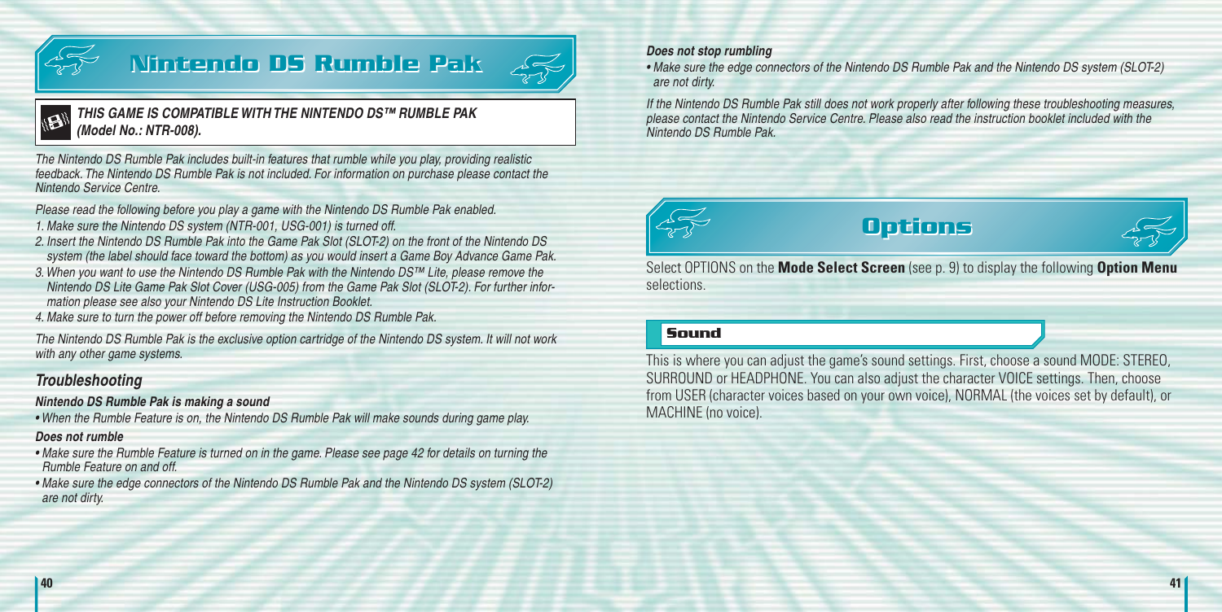# Nintendo DS Rumble Pak

***THIS GAME IS COMPATIBLE WITH THE NINTENDO DS™ RUMBLE PAK (Model No.: NTR-008).***

*The Nintendo DS Rumble Pak includes built-in features that rumble while you play, providing realistic feedback. The Nintendo DS Rumble Pak is not included. For information on purchase please contact the Nintendo Service Centre.*

*Please read the following before you play a game with the Nintendo DS Rumble Pak enabled.*

1. *Make sure the Nintendo DS system (NTR-001, USG-001) is turned off.*
2. *Insert the Nintendo DS Rumble Pak into the Game Pak Slot (SLOT-2) on the front of the Nintendo DS system (the label should face toward the bottom) as you would insert a Game Boy Advance Game Pak.*
3. *When you want to use the Nintendo DS Rumble Pak with the Nintendo DS™ Lite, please remove the Nintendo DS Lite Game Pak Slot Cover (USG-005) from the Game Pak Slot (SLOT-2). For further information please see also your Nintendo DS Lite Instruction Booklet.*
4. *Make sure to turn the power off before removing the Nintendo DS Rumble Pak.*

*The Nintendo DS Rumble Pak is the exclusive option cartridge of the Nintendo DS system. It will not work with any other game systems.*

## *Troubleshooting*

***Nintendo DS Rumble Pak is making a sound***

- *When the Rumble Feature is on, the Nintendo DS Rumble Pak will make sounds during game play.*

***Does not rumble***

- *Make sure the Rumble Feature is turned on in the game. Please see page 42 for details on turning the Rumble Feature on and off.*
- *Make sure the edge connectors of the Nintendo DS Rumble Pak and the Nintendo DS system (SLOT-2) are not dirty.*

***Does not stop rumbling***

- *Make sure the edge connectors of the Nintendo DS Rumble Pak and the Nintendo DS system (SLOT-2) are not dirty.*

*If the Nintendo DS Rumble Pak still does not work properly after following these troubleshooting measures, please contact the Nintendo Service Centre. Please also read the instruction booklet included with the Nintendo DS Rumble Pak.*

# Options

Select OPTIONS on the **Mode Select Screen** (see p. 9) to display the following **Option Menu** selections.

### Sound

This is where you can adjust the game's sound settings. First, choose a sound MODE: STEREO, SURROUND or HEADPHONE. You can also adjust the character VOICE settings. Then, choose from USER (character voices based on your own voice), NORMAL (the voices set by default), or MACHINE (no voice).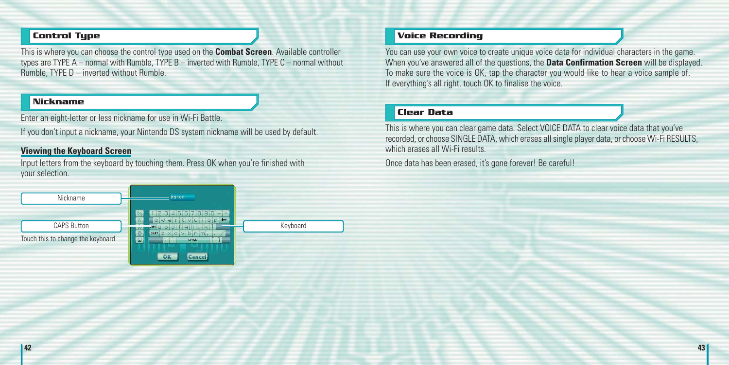## Control Type

This is where you can choose the control type used on the **Combat Screen**. Available controller types are TYPE A – normal with Rumble, TYPE B – inverted with Rumble, TYPE C – normal without Rumble, TYPE D – inverted without Rumble.

## Nickname

Enter an eight-letter or less nickname for use in Wi-Fi Battle.

If you don't input a nickname, your Nintendo DS system nickname will be used by default.

### Viewing the Keyboard Screen

Input letters from the keyboard by touching them. Press OK when you're finished with your selection.

Nickname

CAPS Button

Touch this to change the keyboard.

Keyboard

## Voice Recording

You can use your own voice to create unique voice data for individual characters in the game. When you've answered all of the questions, the **Data Confirmation Screen** will be displayed. To make sure the voice is OK, tap the character you would like to hear a voice sample of. If everything's all right, touch OK to finalise the voice.

## Clear Data

This is where you can clear game data. Select VOICE DATA to clear voice data that you've recorded, or choose SINGLE DATA, which erases all single player data, or choose Wi-Fi RESULTS, which erases all Wi-Fi results.

Once data has been erased, it's gone forever! Be careful!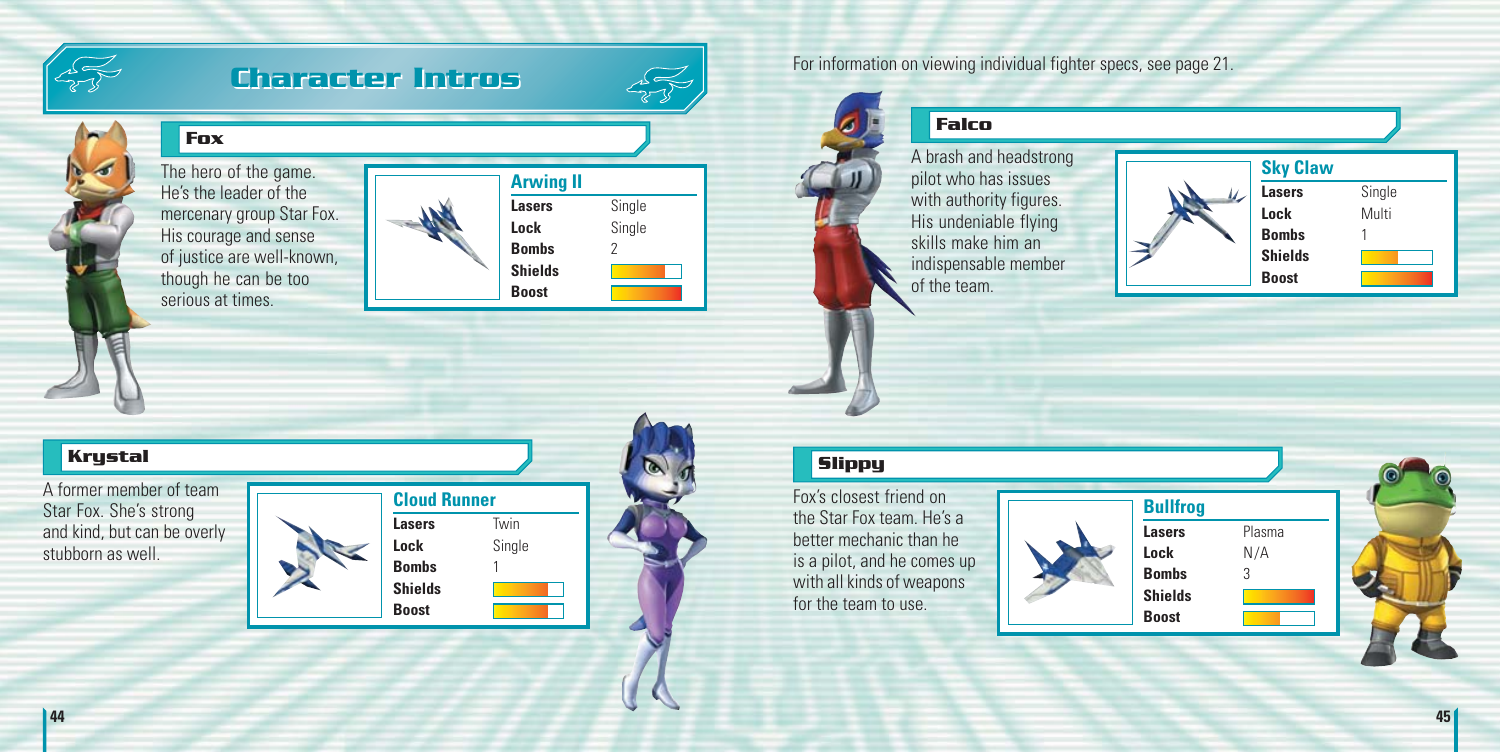# Character Intros

For information on viewing individual fighter specs, see page 21.

## Fox

The hero of the game. He's the leader of the mercenary group Star Fox. His courage and sense of justice are well-known, though he can be too serious at times.

| Arwing II | |
|---|---|
| Lasers | Single |
| Lock | Single |
| Bombs | 2 |
| Shields | |
| Boost | |

## Falco

A brash and headstrong pilot who has issues with authority figures. His undeniable flying skills make him an indispensable member of the team.

| Sky Claw | |
|---|---|
| Lasers | Single |
| Lock | Multi |
| Bombs | 1 |
| Shields | |
| Boost | |

## Krystal

A former member of team Star Fox. She's strong and kind, but can be overly stubborn as well.

| Cloud Runner | |
|---|---|
| Lasers | Twin |
| Lock | Single |
| Bombs | 1 |
| Shields | |
| Boost | |

## Slippy

Fox's closest friend on the Star Fox team. He's a better mechanic than he is a pilot, and he comes up with all kinds of weapons for the team to use.

| Bullfrog | |
|---|---|
| Lasers | Plasma |
| Lock | N/A |
| Bombs | 3 |
| Shields | |
| Boost | |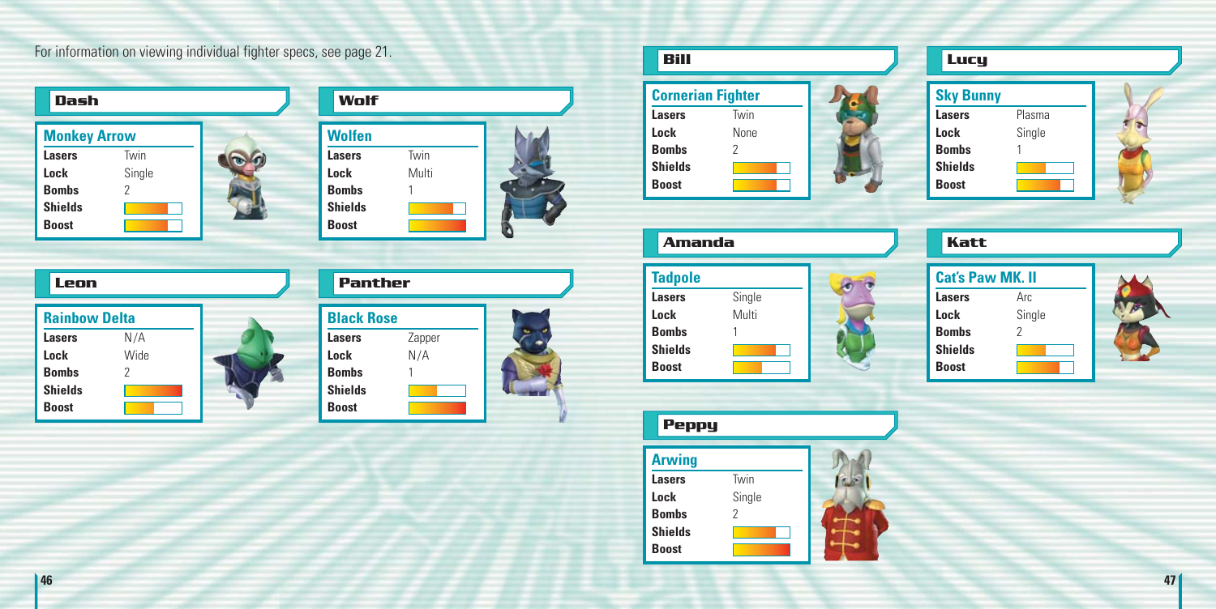For information on viewing individual fighter specs, see page 21.

## Dash

| Monkey Arrow | |
|---|---|
| Lasers | Twin |
| Lock | Single |
| Bombs | 2 |
| Shields | |
| Boost | |

## Wolf

| Wolfen | |
|---|---|
| Lasers | Twin |
| Lock | Multi |
| Bombs | 1 |
| Shields | |
| Boost | |

## Leon

| Rainbow Delta | |
|---|---|
| Lasers | N/A |
| Lock | Wide |
| Bombs | 2 |
| Shields | |
| Boost | |

## Panther

| Black Rose | |
|---|---|
| Lasers | Zapper |
| Lock | N/A |
| Bombs | 1 |
| Shields | |
| Boost | |

## Bill

| Cornerian Fighter | |
|---|---|
| Lasers | Twin |
| Lock | None |
| Bombs | 2 |
| Shields | |
| Boost | |

## Lucy

| Sky Bunny | |
|---|---|
| Lasers | Plasma |
| Lock | Single |
| Bombs | 1 |
| Shields | |
| Boost | |

## Amanda

| Tadpole | |
|---|---|
| Lasers | Single |
| Lock | Multi |
| Bombs | 1 |
| Shields | |
| Boost | |

## Katt

| Cat's Paw MK. II | |
|---|---|
| Lasers | Arc |
| Lock | Single |
| Bombs | 2 |
| Shields | |
| Boost | |

## Peppy

| Arwing | |
|---|---|
| Lasers | Twin |
| Lock | Single |
| Bombs | 2 |
| Shields | |
| Boost | |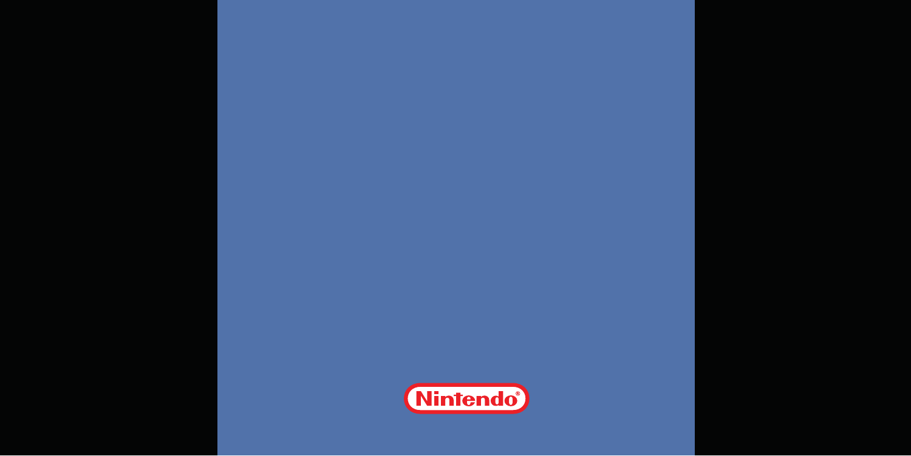Nintendo®